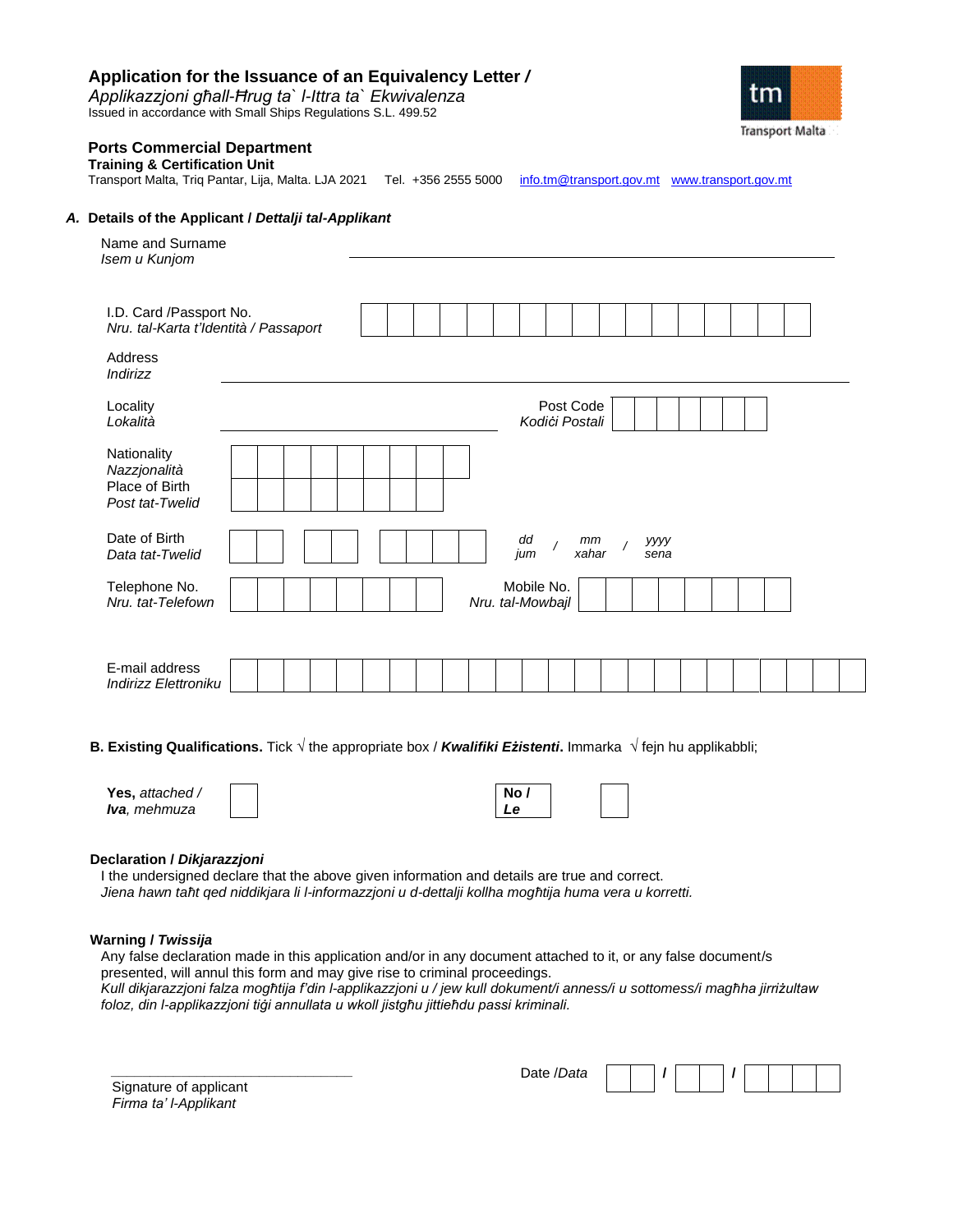# Application for the Issuance of an Equivalency Letter / *Applikazzjoni għall-Ħrug ta` l-Ittra ta` Ekwivalenza*

Issued in accordance with Small Ships Regulations S.L. 499.52

Transport Malta

## Ports Commercial Department

**Training & Certification Unit**

Transport Malta, Triq Pantar, Lija, Malta. LJA 2021 Tel. +356 2555 5000 info.tm@transport.gov.mt www.transport.gov.mt

### *A.* Details of the Applicant / *Dettalji tal-Applikant*

Name and Surname
*Isem u Kunjom* ______________________________

I.D. Card /Passport No.
*Nru. tal-Karta t'Identità / Passaport* | | | | | | | | | | | | | | | | | |

Address
*Indirizz* ______________________________

Locality
*Lokalità* ______________________________ Post Code *Kodiċi Postali* | | | | | | | |

Nationality
*Nazzjonalità* | | | | | | | | | |

Place of Birth
*Post tat-Twelid* | | | | | | | | |

Date of Birth
*Data tat-Twelid* | | | | | | | | | *dd jum* / *mm xahar* / *yyyy sena*

Telephone No.
*Nru. tat-Telefown* | | | | | | | | | Mobile No. *Nru. tal-Mowbajl* | | | | | | | | |

E-mail address
*Indirizz Elettroniku* | | | | | | | | | | | | | | | | | | | | | | | | |

### B. Existing Qualifications. Tick √ the appropriate box / *Kwalifiki Eżistenti*. Immarka √ fejn hu applikabbli;

**Yes,** *attached /* **Iva**, *mehmuza* ☐ **No /** ***Le*** ☐

### Declaration / *Dikjarazzjoni*

I the undersigned declare that the above given information and details are true and correct.
*Jiena hawn taħt qed niddikjara li l-informazzjoni u d-dettalji kollha mogħtija huma vera u korretti.*

### Warning / *Twissija*

Any false declaration made in this application and/or in any document attached to it, or any false document/s presented, will annul this form and may give rise to criminal proceedings.
*Kull dikjarazzjoni falza mogħtija f'din l-applikazzjoni u / jew kull dokument/i anness/i u sottomess/i magħha jirriżultaw foloz, din l-applikazzjoni tiġi annullata u wkoll jistgħu jittieħdu passi kriminali.*

______________________________
Signature of applicant
*Firma ta' l-Applikant*

Date /*Data* | | | / | | | / | | | | |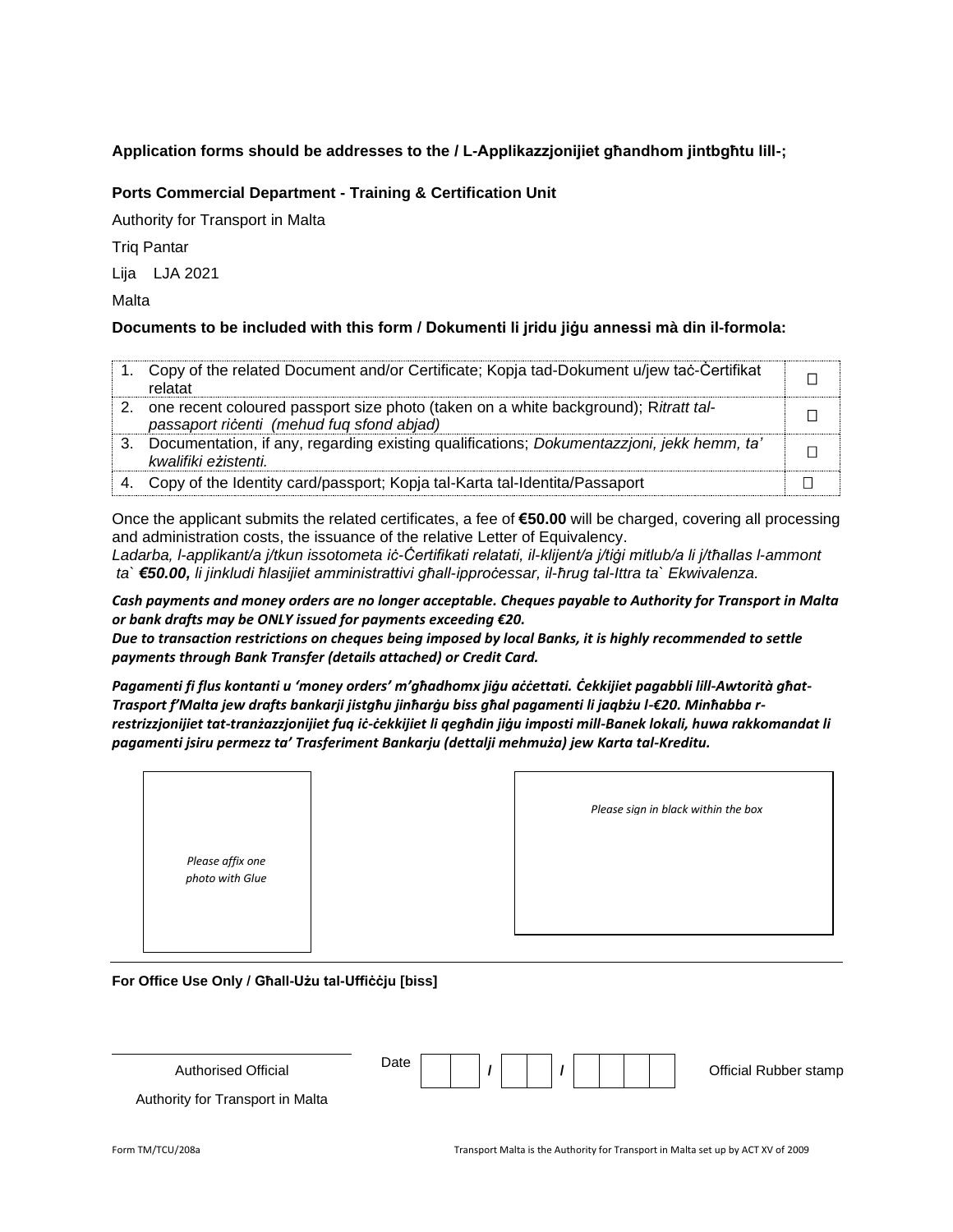**Application forms should be addresses to the / L-Applikazzjonijiet għandhom jintbgħtu lill-;**

**Ports Commercial Department - Training & Certification Unit**

Authority for Transport in Malta

Triq Pantar

Lija LJA 2021

Malta

**Documents to be included with this form / Dokumenti li jridu jiġu annessi mà din il-formola:**

| | | |
|---|---|---|
| 1. | Copy of the related Document and/or Certificate; Kopja tad-Dokument u/jew taċ-Ċertifikat relatat | ☐ |
| 2. | one recent coloured passport size photo (taken on a white background); R*itratt tal-passaport riċenti (mehud fuq sfond abjad)* | ☐ |
| 3. | Documentation, if any, regarding existing qualifications; *Dokumentazzjoni, jekk hemm, ta' kwalifiki eżistenti.* | ☐ |
| 4. | Copy of the Identity card/passport; Kopja tal-Karta tal-Identita/Passaport | ☐ |

Once the applicant submits the related certificates, a fee of **€50.00** will be charged, covering all processing and administration costs, the issuance of the relative Letter of Equivalency.
*Ladarba, l-applikant/a j/tkun issotometa iċ-Ċertifikati relatati, il-klijent/a j/tiġi mitlub/a li j/tħallas l-ammont ta` **€50.00,** li jinkludi ħlasijiet amministrattivi għall-ipproċessar, il-ħrug tal-Ittra ta` Ekwivalenza.*

***Cash payments and money orders are no longer acceptable. Cheques payable to Authority for Transport in Malta or bank drafts may be ONLY issued for payments exceeding €20.***
***Due to transaction restrictions on cheques being imposed by local Banks, it is highly recommended to settle payments through Bank Transfer (details attached) or Credit Card.***

***Pagamenti fi flus kontanti u 'money orders' m'għadhomx jiġu aċċettati. Ċekkijiet pagabbli lill-Awtorità għat-Trasport f'Malta jew drafts bankarji jistgħu jinħarġu biss għal pagamenti li jaqbżu l-€20. Minħabba r-restrizzjonijiet tat-tranżazzjonijiet fuq iċ-ċekkijiet li qegħdin jiġu imposti mill-Banek lokali, huwa rakkomandat li pagamenti jsiru permezz ta' Trasferiment Bankarju (dettalji mehmuża) jew Karta tal-Kreditu.***

*Please affix one photo with Glue*

*Please sign in black within the box*

**For Office Use Only / Għall-Użu tal-Uffiċċju [biss]**

Authorised Official
Authority for Transport in Malta

Date ☐☐ / ☐☐ / ☐☐☐☐

Official Rubber stamp

Form TM/TCU/208a

Transport Malta is the Authority for Transport in Malta set up by ACT XV of 2009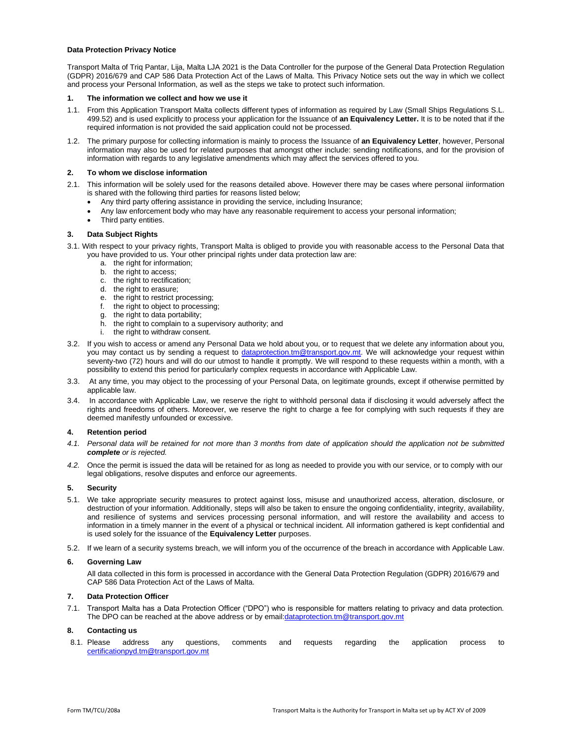**Data Protection Privacy Notice**

Transport Malta of Triq Pantar, Lija, Malta LJA 2021 is the Data Controller for the purpose of the General Data Protection Regulation (GDPR) 2016/679 and CAP 586 Data Protection Act of the Laws of Malta. This Privacy Notice sets out the way in which we collect and process your Personal Information, as well as the steps we take to protect such information.

**1. The information we collect and how we use it**

1.1. From this Application Transport Malta collects different types of information as required by Law (Small Ships Regulations S.L. 499.52) and is used explicitly to process your application for the Issuance of **an Equivalency Letter.** It is to be noted that if the required information is not provided the said application could not be processed.

1.2. The primary purpose for collecting information is mainly to process the Issuance of **an Equivalency Letter**, however, Personal information may also be used for related purposes that amongst other include: sending notifications, and for the provision of information with regards to any legislative amendments which may affect the services offered to you.

**2. To whom we disclose information**

2.1. This information will be solely used for the reasons detailed above. However there may be cases where personal iinformation is shared with the following third parties for reasons listed below;

- Any third party offering assistance in providing the service, including Insurance;
- Any law enforcement body who may have any reasonable requirement to access your personal information;
- Third party entities.

**3. Data Subject Rights**

3.1. With respect to your privacy rights, Transport Malta is obliged to provide you with reasonable access to the Personal Data that you have provided to us. Your other principal rights under data protection law are:

a. the right for information;
b. the right to access;
c. the right to rectification;
d. the right to erasure;
e. the right to restrict processing;
f. the right to object to processing;
g. the right to data portability;
h. the right to complain to a supervisory authority; and
i. the right to withdraw consent.

3.2. If you wish to access or amend any Personal Data we hold about you, or to request that we delete any information about you, you may contact us by sending a request to dataprotection.tm@transport.gov.mt. We will acknowledge your request within seventy-two (72) hours and will do our utmost to handle it promptly. We will respond to these requests within a month, with a possibility to extend this period for particularly complex requests in accordance with Applicable Law.

3.3. At any time, you may object to the processing of your Personal Data, on legitimate grounds, except if otherwise permitted by applicable law.

3.4. In accordance with Applicable Law, we reserve the right to withhold personal data if disclosing it would adversely affect the rights and freedoms of others. Moreover, we reserve the right to charge a fee for complying with such requests if they are deemed manifestly unfounded or excessive.

**4. Retention period**

*4.1. Personal data will be retained for not more than 3 months from date of application should the application not be submitted **complete** or is rejected.*

*4.2.* Once the permit is issued the data will be retained for as long as needed to provide you with our service, or to comply with our legal obligations, resolve disputes and enforce our agreements.

**5. Security**

5.1. We take appropriate security measures to protect against loss, misuse and unauthorized access, alteration, disclosure, or destruction of your information. Additionally, steps will also be taken to ensure the ongoing confidentiality, integrity, availability, and resilience of systems and services processing personal information, and will restore the availability and access to information in a timely manner in the event of a physical or technical incident. All information gathered is kept confidential and is used solely for the issuance of the **Equivalency Letter** purposes.

5.2. If we learn of a security systems breach, we will inform you of the occurrence of the breach in accordance with Applicable Law.

**6. Governing Law**

All data collected in this form is processed in accordance with the General Data Protection Regulation (GDPR) 2016/679 and CAP 586 Data Protection Act of the Laws of Malta.

**7. Data Protection Officer**

7.1. Transport Malta has a Data Protection Officer ("DPO") who is responsible for matters relating to privacy and data protection. The DPO can be reached at the above address or by email:dataprotection.tm@transport.gov.mt

**8. Contacting us**

8.1. Please address any questions, comments and requests regarding the application process to certificationpyd.tm@transport.gov.mt

Form TM/TCU/208a

Transport Malta is the Authority for Transport in Malta set up by ACT XV of 2009